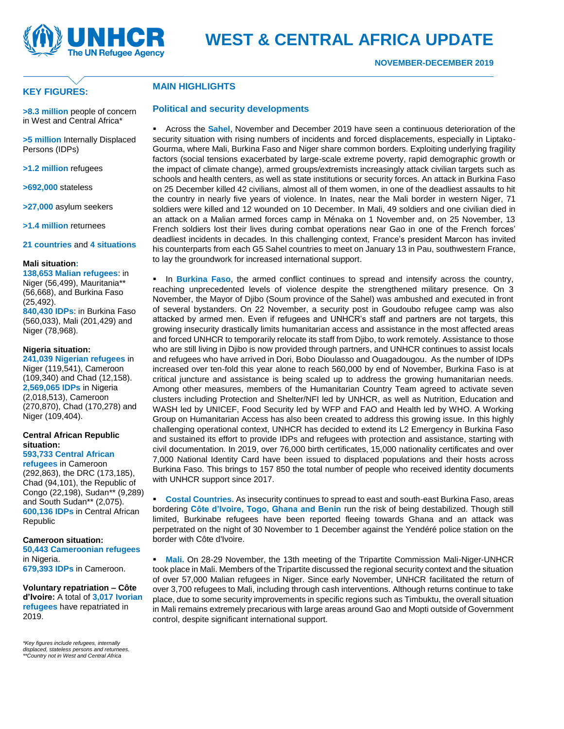# WEST & CENTRAL AFRICA UPDATE

**NOVEMBER-DECEMBER 2019**

## KEY FIGURES:

**>8.3 million** people of concern in West and Central Africa*

**>5 million** Internally Displaced Persons (IDPs)

**>1.2 million** refugees

**>692,000** stateless

**>27,000** asylum seekers

**>1.4 million** returnees

**21 countries** and **4 situations**

**Mali situation:**
**138,653 Malian refugees**: in Niger (56,499), Mauritania** (56,668), and Burkina Faso (25,492).
**840,430 IDPs**: in Burkina Faso (560,033), Mali (201,429) and Niger (78,968).

**Nigeria situation:**
**241,039 Nigerian refugees** in Niger (119,541), Cameroon (109,340) and Chad (12,158).
**2,569,065 IDPs** in Nigeria (2,018,513), Cameroon (270,870), Chad (170,278) and Niger (109,404).

**Central African Republic situation:**
**593,733 Central African refugees** in Cameroon (292,863), the DRC (173,185), Chad (94,101), the Republic of Congo (22,198), Sudan** (9,289) and South Sudan** (2,075).
**600,136 IDPs** in Central African Republic

**Cameroon situation:**
**50,443 Cameroonian refugees** in Nigeria.
**679,393 IDPs** in Cameroon.

**Voluntary repatriation – Côte d'Ivoire:** A total of **3,017 Ivorian refugees** have repatriated in 2019.

*\*Key figures include refugees, internally displaced, stateless persons and returnees.*
*\*\*Country not in West and Central Africa*

## MAIN HIGHLIGHTS

### Political and security developments

- Across the **Sahel**, November and December 2019 have seen a continuous deterioration of the security situation with rising numbers of incidents and forced displacements, especially in Liptako-Gourma, where Mali, Burkina Faso and Niger share common borders. Exploiting underlying fragility factors (social tensions exacerbated by large-scale extreme poverty, rapid demographic growth or the impact of climate change), armed groups/extremists increasingly attack civilian targets such as schools and health centers, as well as state institutions or security forces. An attack in Burkina Faso on 25 December killed 42 civilians, almost all of them women, in one of the deadliest assaults to hit the country in nearly five years of violence. In Inates, near the Mali border in western Niger, 71 soldiers were killed and 12 wounded on 10 December. In Mali, 49 soldiers and one civilian died in an attack on a Malian armed forces camp in Ménaka on 1 November and, on 25 November, 13 French soldiers lost their lives during combat operations near Gao in one of the French forces' deadliest incidents in decades. In this challenging context, France's president Marcon has invited his counterparts from each G5 Sahel countries to meet on January 13 in Pau, southwestern France, to lay the groundwork for increased international support.

- In **Burkina Faso**, the armed conflict continues to spread and intensify across the country, reaching unprecedented levels of violence despite the strengthened military presence. On 3 November, the Mayor of Djibo (Soum province of the Sahel) was ambushed and executed in front of several bystanders. On 22 November, a security post in Goudoubo refugee camp was also attacked by armed men. Even if refugees and UNHCR's staff and partners are not targets, this growing insecurity drastically limits humanitarian access and assistance in the most affected areas and forced UNHCR to temporarily relocate its staff from Djibo, to work remotely. Assistance to those who are still living in Djibo is now provided through partners, and UNHCR continues to assist locals and refugees who have arrived in Dori, Bobo Dioulasso and Ouagadougou. As the number of IDPs increased over ten-fold this year alone to reach 560,000 by end of November, Burkina Faso is at critical juncture and assistance is being scaled up to address the growing humanitarian needs. Among other measures, members of the Humanitarian Country Team agreed to activate seven clusters including Protection and Shelter/NFI led by UNHCR, as well as Nutrition, Education and WASH led by UNICEF, Food Security led by WFP and FAO and Health led by WHO. A Working Group on Humanitarian Access has also been created to address this growing issue. In this highly challenging operational context, UNHCR has decided to extend its L2 Emergency in Burkina Faso and sustained its effort to provide IDPs and refugees with protection and assistance, starting with civil documentation. In 2019, over 76,000 birth certificates, 15,000 nationality certificates and over 7,000 National Identity Card have been issued to displaced populations and their hosts across Burkina Faso. This brings to 157 850 the total number of people who received identity documents with UNHCR support since 2017.

- **Costal Countries.** As insecurity continues to spread to east and south-east Burkina Faso, areas bordering **Côte d'Ivoire, Togo, Ghana and Benin** run the risk of being destabilized. Though still limited, Burkinabe refugees have been reported fleeing towards Ghana and an attack was perpetrated on the night of 30 November to 1 December against the Yendéré police station on the border with Côte d'Ivoire.

- **Mali.** On 28-29 November, the 13th meeting of the Tripartite Commission Mali-Niger-UNHCR took place in Mali. Members of the Tripartite discussed the regional security context and the situation of over 57,000 Malian refugees in Niger. Since early November, UNHCR facilitated the return of over 3,700 refugees to Mali, including through cash interventions. Although returns continue to take place, due to some security improvements in specific regions such as Timbuktu, the overall situation in Mali remains extremely precarious with large areas around Gao and Mopti outside of Government control, despite significant international support.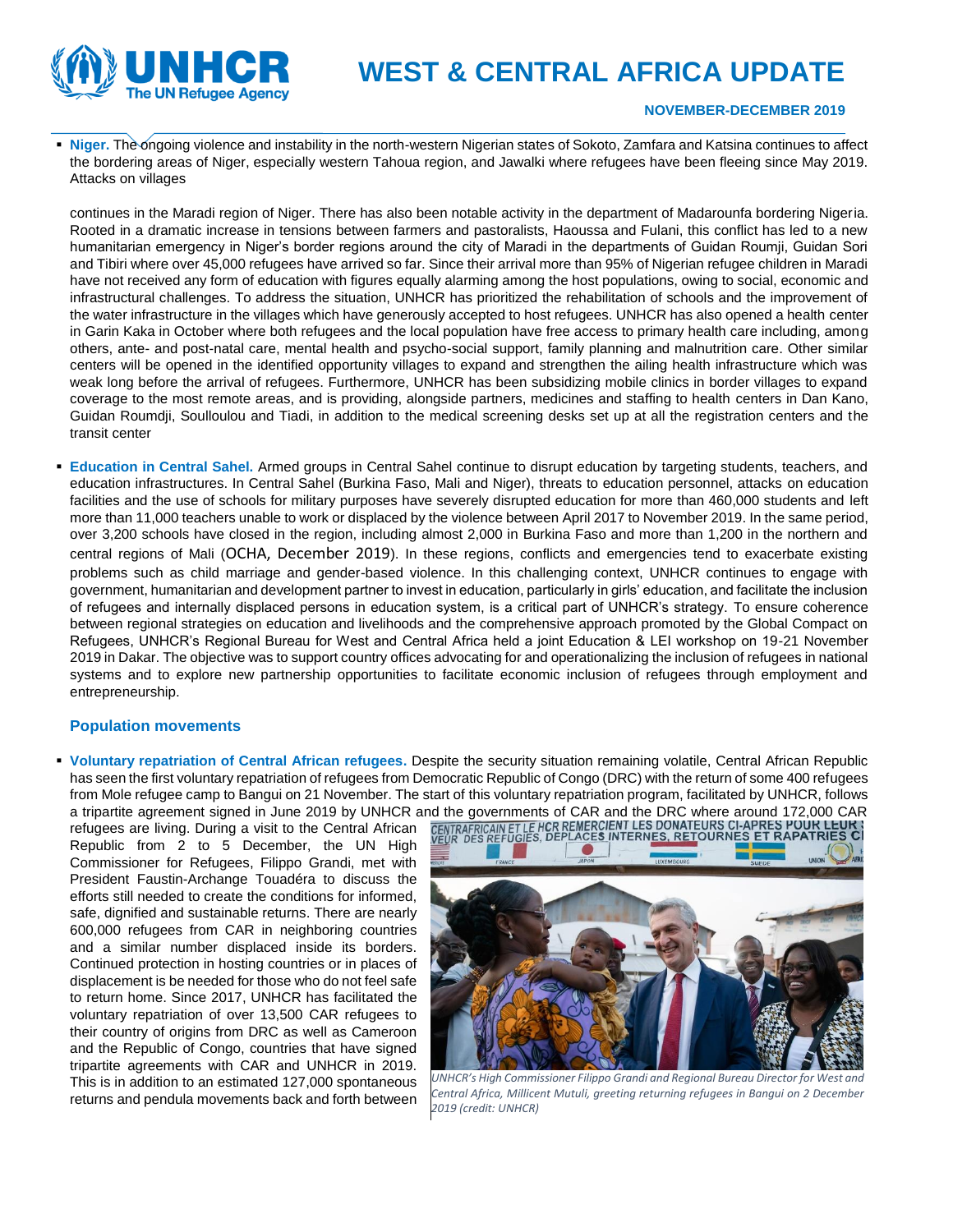- **Niger.** The ongoing violence and instability in the north-western Nigerian states of Sokoto, Zamfara and Katsina continues to affect the bordering areas of Niger, especially western Tahoua region, and Jawalki where refugees have been fleeing since May 2019. Attacks on villages

  continues in the Maradi region of Niger. There has also been notable activity in the department of Madarounfa bordering Nigeria. Rooted in a dramatic increase in tensions between farmers and pastoralists, Haoussa and Fulani, this conflict has led to a new humanitarian emergency in Niger's border regions around the city of Maradi in the departments of Guidan Roumji, Guidan Sori and Tibiri where over 45,000 refugees have arrived so far. Since their arrival more than 95% of Nigerian refugee children in Maradi have not received any form of education with figures equally alarming among the host populations, owing to social, economic and infrastructural challenges. To address the situation, UNHCR has prioritized the rehabilitation of schools and the improvement of the water infrastructure in the villages which have generously accepted to host refugees. UNHCR has also opened a health center in Garin Kaka in October where both refugees and the local population have free access to primary health care including, among others, ante- and post-natal care, mental health and psycho-social support, family planning and malnutrition care. Other similar centers will be opened in the identified opportunity villages to expand and strengthen the ailing health infrastructure which was weak long before the arrival of refugees. Furthermore, UNHCR has been subsidizing mobile clinics in border villages to expand coverage to the most remote areas, and is providing, alongside partners, medicines and staffing to health centers in Dan Kano, Guidan Roumdji, Soulloulou and Tiadi, in addition to the medical screening desks set up at all the registration centers and the transit center

- **Education in Central Sahel.** Armed groups in Central Sahel continue to disrupt education by targeting students, teachers, and education infrastructures. In Central Sahel (Burkina Faso, Mali and Niger), threats to education personnel, attacks on education facilities and the use of schools for military purposes have severely disrupted education for more than 460,000 students and left more than 11,000 teachers unable to work or displaced by the violence between April 2017 to November 2019. In the same period, over 3,200 schools have closed in the region, including almost 2,000 in Burkina Faso and more than 1,200 in the northern and central regions of Mali (OCHA, December 2019). In these regions, conflicts and emergencies tend to exacerbate existing problems such as child marriage and gender-based violence. In this challenging context, UNHCR continues to engage with government, humanitarian and development partner to invest in education, particularly in girls' education, and facilitate the inclusion of refugees and internally displaced persons in education system, is a critical part of UNHCR's strategy. To ensure coherence between regional strategies on education and livelihoods and the comprehensive approach promoted by the Global Compact on Refugees, UNHCR's Regional Bureau for West and Central Africa held a joint Education & LEI workshop on 19-21 November 2019 in Dakar. The objective was to support country offices advocating for and operationalizing the inclusion of refugees in national systems and to explore new partnership opportunities to facilitate economic inclusion of refugees through employment and entrepreneurship.

## Population movements

- **Voluntary repatriation of Central African refugees.** Despite the security situation remaining volatile, Central African Republic has seen the first voluntary repatriation of refugees from Democratic Republic of Congo (DRC) with the return of some 400 refugees from Mole refugee camp to Bangui on 21 November. The start of this voluntary repatriation program, facilitated by UNHCR, follows a tripartite agreement signed in June 2019 by UNHCR and the governments of CAR and the DRC where around 172,000 CAR refugees are living. During a visit to the Central African Republic from 2 to 5 December, the UN High Commissioner for Refugees, Filippo Grandi, met with President Faustin-Archange Touadéra to discuss the efforts still needed to create the conditions for informed, safe, dignified and sustainable returns. There are nearly 600,000 refugees from CAR in neighboring countries and a similar number displaced inside its borders. Continued protection in hosting countries or in places of displacement is be needed for those who do not feel safe to return home. Since 2017, UNHCR has facilitated the voluntary repatriation of over 13,500 CAR refugees to their country of origins from DRC as well as Cameroon and the Republic of Congo, countries that have signed tripartite agreements with CAR and UNHCR in 2019. This is in addition to an estimated 127,000 spontaneous returns and pendula movements back and forth between

*UNHCR's High Commissioner Filippo Grandi and Regional Bureau Director for West and Central Africa, Millicent Mutuli, greeting returning refugees in Bangui on 2 December 2019 (credit: UNHCR)*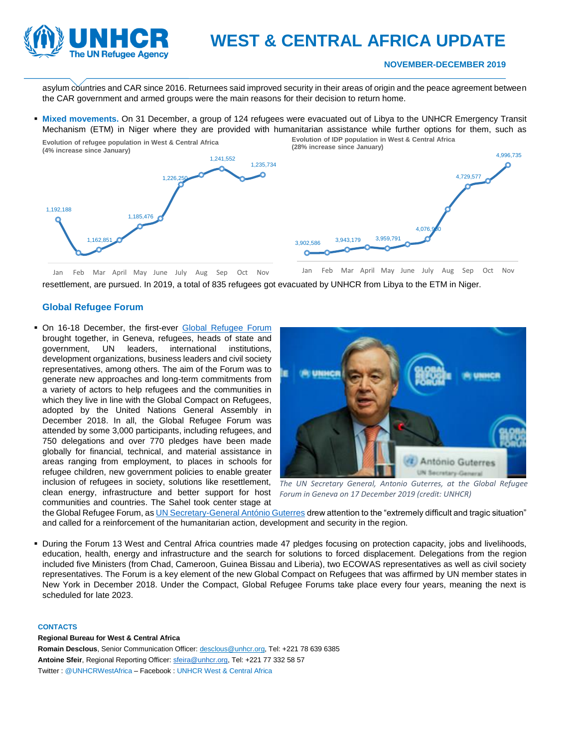asylum countries and CAR since 2016. Returnees said improved security in their areas of origin and the peace agreement between the CAR government and armed groups were the main reasons for their decision to return home.

- **Mixed movements.** On 31 December, a group of 124 refugees were evacuated out of Libya to the UNHCR Emergency Transit Mechanism (ETM) in Niger where they are provided with humanitarian assistance while further options for them, such as resettlement, are pursued. In 2019, a total of 835 refugees got evacuated by UNHCR from Libya to the ETM in Niger.

**Evolution of refugee population in West & Central Africa (4% increase since January)**

| Jan | Feb | Mar | April | May | June | July | Aug | Sep | Oct | Nov |
|---|---|---|---|---|---|---|---|---|---|---|
| 1,192,188 | | 1,162,851 | | 1,185,476 | | 1,226,250 | | 1,241,552 | | 1,235,734 |

**Evolution of IDP population in West & Central Africa (28% increase since January)**

| Jan | Feb | Mar | April | May | June | July | Aug | Sep | Oct | Nov |
|---|---|---|---|---|---|---|---|---|---|---|
| 3,902,586 | | 3,943,179 | | 3,959,791 | | 4,076,900 | | 4,729,577 | | 4,996,735 |

## Global Refugee Forum

- On 16-18 December, the first-ever Global Refugee Forum brought together, in Geneva, refugees, heads of state and government, UN leaders, international institutions, development organizations, business leaders and civil society representatives, among others. The aim of the Forum was to generate new approaches and long-term commitments from a variety of actors to help refugees and the communities in which they live in line with the Global Compact on Refugees, adopted by the United Nations General Assembly in December 2018. In all, the Global Refugee Forum was attended by some 3,000 participants, including refugees, and 750 delegations and over 770 pledges have been made globally for financial, technical, and material assistance in areas ranging from employment, to places in schools for refugee children, new government policies to enable greater inclusion of refugees in society, solutions like resettlement, clean energy, infrastructure and better support for host communities and countries. The Sahel took center stage at the Global Refugee Forum, as UN Secretary-General António Guterres drew attention to the "extremely difficult and tragic situation" and called for a reinforcement of the humanitarian action, development and security in the region.

*The UN Secretary General, Antonio Guterres, at the Global Refugee Forum in Geneva on 17 December 2019 (credit: UNHCR)*

- During the Forum 13 West and Central Africa countries made 47 pledges focusing on protection capacity, jobs and livelihoods, education, health, energy and infrastructure and the search for solutions to forced displacement. Delegations from the region included five Ministers (from Chad, Cameroon, Guinea Bissau and Liberia), two ECOWAS representatives as well as civil society representatives. The Forum is a key element of the new Global Compact on Refugees that was affirmed by UN member states in New York in December 2018. Under the Compact, Global Refugee Forums take place every four years, meaning the next is scheduled for late 2023.

**CONTACTS**

**Regional Bureau for West & Central Africa**

**Romain Desclous**, Senior Communication Officer: desclous@unhcr.org, Tel: +221 78 639 6385

**Antoine Sfeir**, Regional Reporting Officer: sfeira@unhcr.org, Tel: +221 77 332 58 57

Twitter : @UNHCRWestAfrica – Facebook : UNHCR West & Central Africa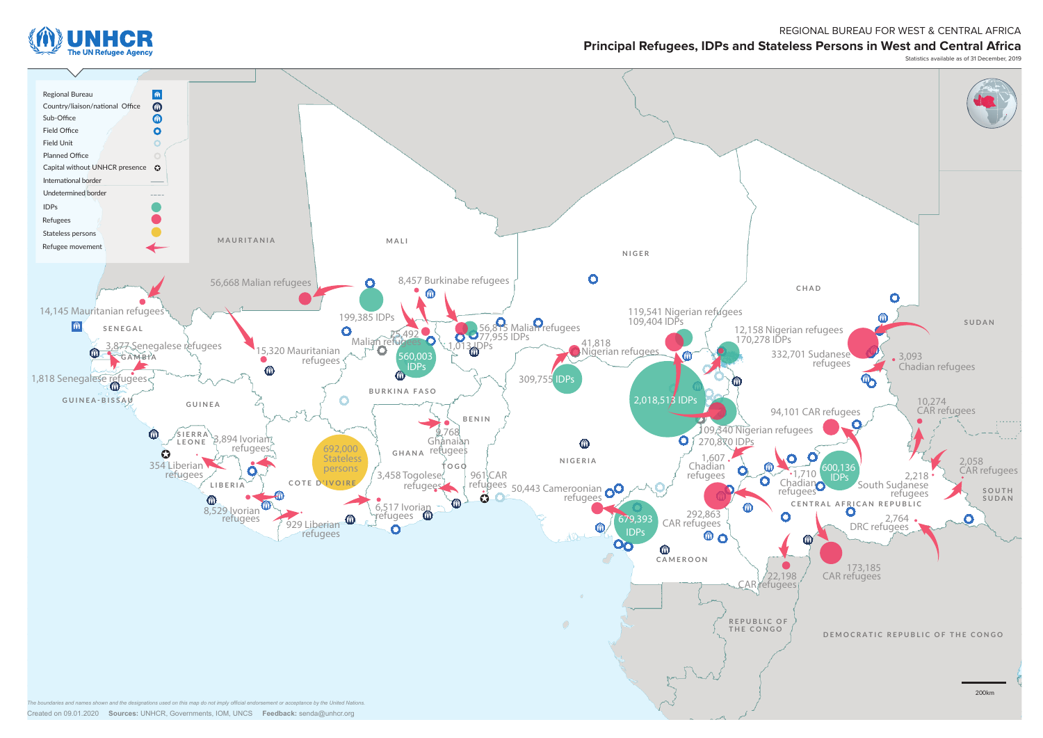UNHCR
The UN Refugee Agency

REGIONAL BUREAU FOR WEST & CENTRAL AFRICA

## Principal Refugees, IDPs and Stateless Persons in West and Central Africa

Statistics available as of 31 December, 2019

Regional Bureau
Country/liaison/national Office
Sub-Office
Field Office
Field Unit
Planned Office
Capital without UNHCR presence
International border
Undetermined border
IDPs
Refugees
Stateless persons
Refugee movement

MAURITANIA
MALI
NIGER
CHAD
SUDAN
SENEGAL
GAMBIA
GUINEA-BISSAU
GUINEA
SIERRA LEONE
LIBERIA
COTE D'IVOIRE
BURKINA FASO
GHANA
TOGO
BENIN
NIGERIA
CAMEROON
CENTRAL AFRICAN REPUBLIC
SOUTH SUDAN
REPUBLIC OF THE CONGO
DEMOCRATIC REPUBLIC OF THE CONGO

56,668 Malian refugees
14,145 Mauritanian refugees
8,457 Burkinabe refugees
199,385 IDPs
25,492 Malian refugees
560,003 IDPs
56,815 Malian refugees
77,955 IDPs
1,013 IDPs
3,877 Senegalese refugees
1,818 Senegalese refugees
15,320 Mauritanian refugees
119,541 Nigerian refugees
109,404 IDPs
12,158 Nigerian refugees
170,278 IDPs
332,701 Sudanese refugees
3,093 Chadian refugees
41,818 Nigerian refugees
309,755 IDPs
2,018,513 IDPs
109,340 Nigerian refugees
270,870 IDPs
94,101 CAR refugees
10,274 CAR refugees
3,894 Ivorian refugees
354 Liberian refugees
692,000 Stateless persons
9,768 Ghanaian refugees
3,458 Togolese refugees
961 CAR refugees
8,529 Ivorian refugees
929 Liberian refugees
6,517 Ivorian refugees
50,443 Cameroonian refugees
679,393 IDPs
1,607 Chadian refugees
1,710 Chadian refugees
600,136 IDPs
2,218 South Sudanese refugees
2,058 CAR refugees
292,863 CAR refugees
2,764 DRC refugees
22,198 CAR refugees
173,185 CAR refugees

200km

*The boundaries and names shown and the designations used on this map do not imply official endorsement or acceptance by the United Nations.*

Created on 09.01.2020 **Sources:** UNHCR, Governments, IOM, UNCS **Feedback:** senda@unhcr.org